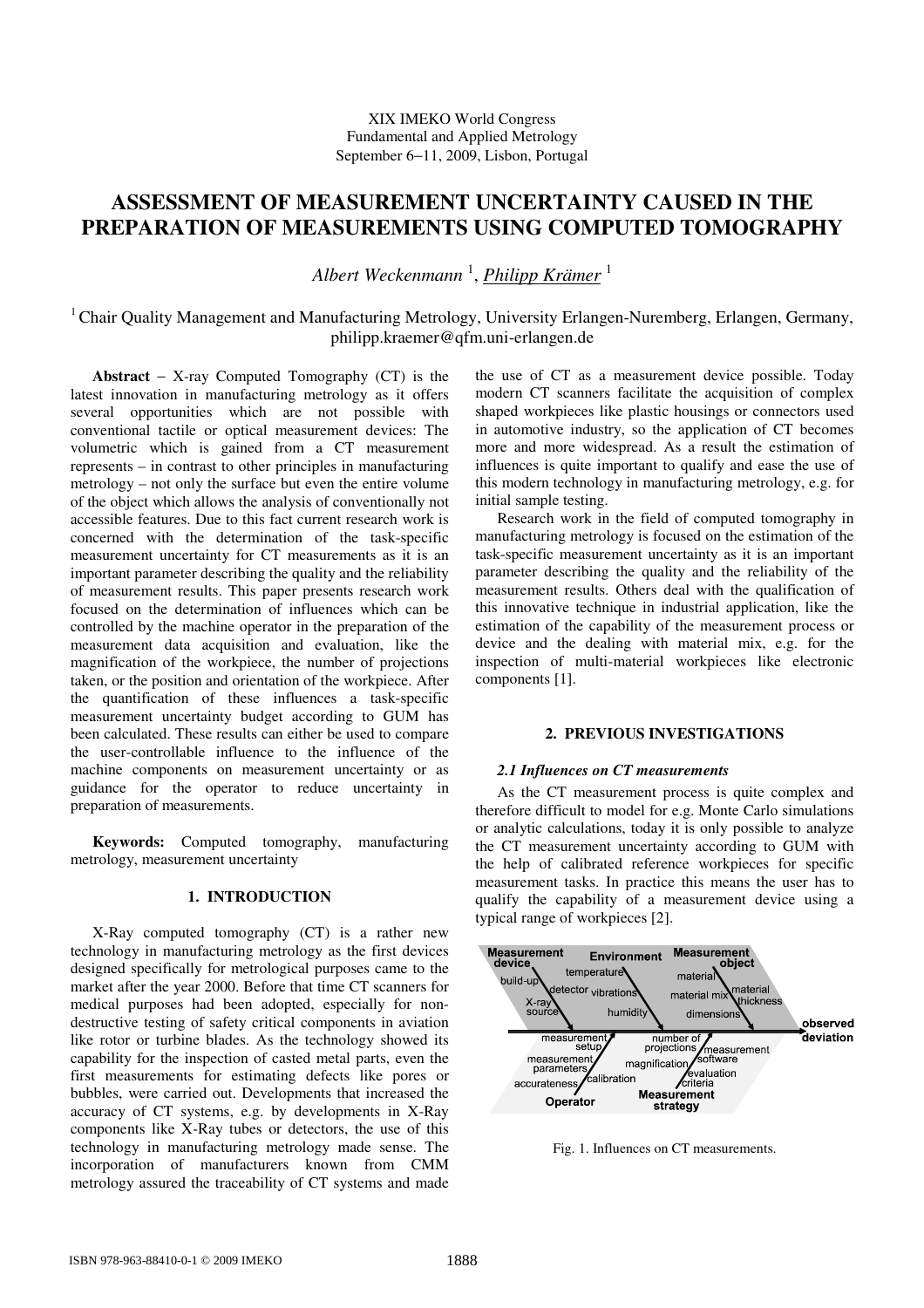XIX IMEKO World Congress
Fundamental and Applied Metrology
September 6−11, 2009, Lisbon, Portugal

# ASSESSMENT OF MEASUREMENT UNCERTAINTY CAUSED IN THE PREPARATION OF MEASUREMENTS USING COMPUTED TOMOGRAPHY

*Albert Weckenmann* [1], *Philipp Krämer* [1]

[1] Chair Quality Management and Manufacturing Metrology, University Erlangen-Nuremberg, Erlangen, Germany, philipp.kraemer@qfm.uni-erlangen.de

**Abstract** − X-ray Computed Tomography (CT) is the latest innovation in manufacturing metrology as it offers several opportunities which are not possible with conventional tactile or optical measurement devices: The volumetric which is gained from a CT measurement represents – in contrast to other principles in manufacturing metrology – not only the surface but even the entire volume of the object which allows the analysis of conventionally not accessible features. Due to this fact current research work is concerned with the determination of the task-specific measurement uncertainty for CT measurements as it is an important parameter describing the quality and the reliability of measurement results. This paper presents research work focused on the determination of influences which can be controlled by the machine operator in the preparation of the measurement data acquisition and evaluation, like the magnification of the workpiece, the number of projections taken, or the position and orientation of the workpiece. After the quantification of these influences a task-specific measurement uncertainty budget according to GUM has been calculated. These results can either be used to compare the user-controllable influence to the influence of the machine components on measurement uncertainty or as guidance for the operator to reduce uncertainty in preparation of measurements.

**Keywords:** Computed tomography, manufacturing metrology, measurement uncertainty

## 1. INTRODUCTION

X-Ray computed tomography (CT) is a rather new technology in manufacturing metrology as the first devices designed specifically for metrological purposes came to the market after the year 2000. Before that time CT scanners for medical purposes had been adopted, especially for non-destructive testing of safety critical components in aviation like rotor or turbine blades. As the technology showed its capability for the inspection of casted metal parts, even the first measurements for estimating defects like pores or bubbles, were carried out. Developments that increased the accuracy of CT systems, e.g. by developments in X-Ray components like X-Ray tubes or detectors, the use of this technology in manufacturing metrology made sense. The incorporation of manufacturers known from CMM metrology assured the traceability of CT systems and made the use of CT as a measurement device possible. Today modern CT scanners facilitate the acquisition of complex shaped workpieces like plastic housings or connectors used in automotive industry, so the application of CT becomes more and more widespread. As a result the estimation of influences is quite important to qualify and ease the use of this modern technology in manufacturing metrology, e.g. for initial sample testing.

Research work in the field of computed tomography in manufacturing metrology is focused on the estimation of the task-specific measurement uncertainty as it is an important parameter describing the quality and the reliability of the measurement results. Others deal with the qualification of this innovative technique in industrial application, like the estimation of the capability of the measurement process or device and the dealing with material mix, e.g. for the inspection of multi-material workpieces like electronic components [1].

## 2. PREVIOUS INVESTIGATIONS

### *2.1 Influences on CT measurements*

As the CT measurement process is quite complex and therefore difficult to model for e.g. Monte Carlo simulations or analytic calculations, today it is only possible to analyze the CT measurement uncertainty according to GUM with the help of calibrated reference workpieces for specific measurement tasks. In practice this means the user has to qualify the capability of a measurement device using a typical range of workpieces [2].

Measurement device
build-up
detector
X-ray source
Environment
temperature
vibrations
humidity
Measurement object
material
material mix
material thickness
dimensions
observed deviation
measurement setup
measurement parameters
accurateness
calibration
Operator
number of projections
magnification
measurement software
evaluation criteria
Measurement strategy

Fig. 1. Influences on CT measurements.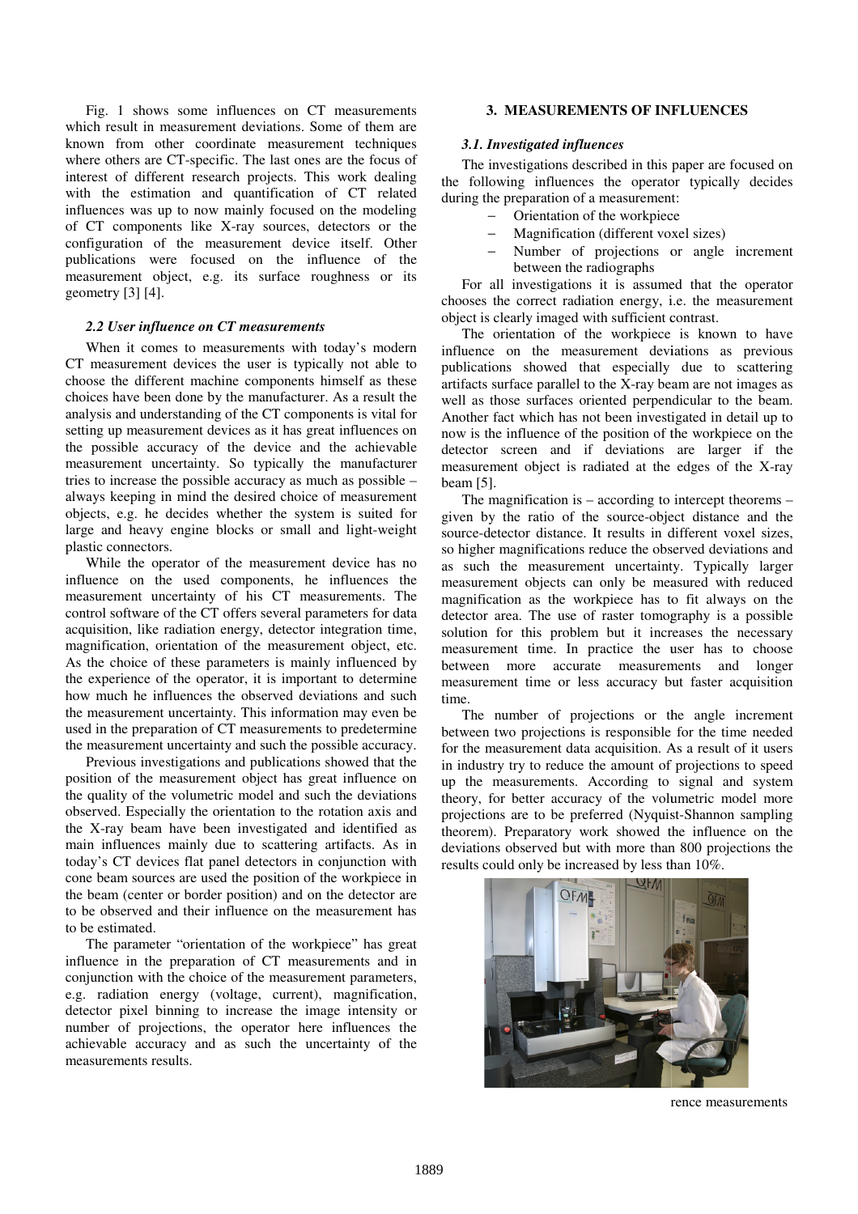Fig. 1 shows some influences on CT measurements which result in measurement deviations. Some of them are known from other coordinate measurement techniques where others are CT-specific. The last ones are the focus of interest of different research projects. This work dealing with the estimation and quantification of CT related influences was up to now mainly focused on the modeling of CT components like X-ray sources, detectors or the configuration of the measurement device itself. Other publications were focused on the influence of the measurement object, e.g. its surface roughness or its geometry [3] [4].

### *2.2 User influence on CT measurements*

When it comes to measurements with today's modern CT measurement devices the user is typically not able to choose the different machine components himself as these choices have been done by the manufacturer. As a result the analysis and understanding of the CT components is vital for setting up measurement devices as it has great influences on the possible accuracy of the device and the achievable measurement uncertainty. So typically the manufacturer tries to increase the possible accuracy as much as possible – always keeping in mind the desired choice of measurement objects, e.g. he decides whether the system is suited for large and heavy engine blocks or small and light-weight plastic connectors.

While the operator of the measurement device has no influence on the used components, he influences the measurement uncertainty of his CT measurements. The control software of the CT offers several parameters for data acquisition, like radiation energy, detector integration time, magnification, orientation of the measurement object, etc. As the choice of these parameters is mainly influenced by the experience of the operator, it is important to determine how much he influences the observed deviations and such the measurement uncertainty. This information may even be used in the preparation of CT measurements to predetermine the measurement uncertainty and such the possible accuracy.

Previous investigations and publications showed that the position of the measurement object has great influence on the quality of the volumetric model and such the deviations observed. Especially the orientation to the rotation axis and the X-ray beam have been investigated and identified as main influences mainly due to scattering artifacts. As in today's CT devices flat panel detectors in conjunction with cone beam sources are used the position of the workpiece in the beam (center or border position) and on the detector are to be observed and their influence on the measurement has to be estimated.

The parameter "orientation of the workpiece" has great influence in the preparation of CT measurements and in conjunction with the choice of the measurement parameters, e.g. radiation energy (voltage, current), magnification, detector pixel binning to increase the image intensity or number of projections, the operator here influences the achievable accuracy and as such the uncertainty of the measurements results.

## 3. MEASUREMENTS OF INFLUENCES

### *3.1. Investigated influences*

The investigations described in this paper are focused on the following influences the operator typically decides during the preparation of a measurement:

- Orientation of the workpiece
- Magnification (different voxel sizes)
- Number of projections or angle increment between the radiographs

For all investigations it is assumed that the operator chooses the correct radiation energy, i.e. the measurement object is clearly imaged with sufficient contrast.

The orientation of the workpiece is known to have influence on the measurement deviations as previous publications showed that especially due to scattering artifacts surface parallel to the X-ray beam are not images as well as those surfaces oriented perpendicular to the beam. Another fact which has not been investigated in detail up to now is the influence of the position of the workpiece on the detector screen and if deviations are larger if the measurement object is radiated at the edges of the X-ray beam [5].

The magnification is – according to intercept theorems – given by the ratio of the source-object distance and the source-detector distance. It results in different voxel sizes, so higher magnifications reduce the observed deviations and as such the measurement uncertainty. Typically larger measurement objects can only be measured with reduced magnification as the workpiece has to fit always on the detector area. The use of raster tomography is a possible solution for this problem but it increases the necessary measurement time. In practice the user has to choose between more accurate measurements and longer measurement time or less accuracy but faster acquisition time.

The number of projections or the angle increment between two projections is responsible for the time needed for the measurement data acquisition. As a result of it users in industry try to reduce the amount of projections to speed up the measurements. According to signal and system theory, for better accuracy of the volumetric model more projections are to be preferred (Nyquist-Shannon sampling theorem). Preparatory work showed the influence on the deviations observed but with more than 800 projections the results could only be increased by less than 10%.

rence measurements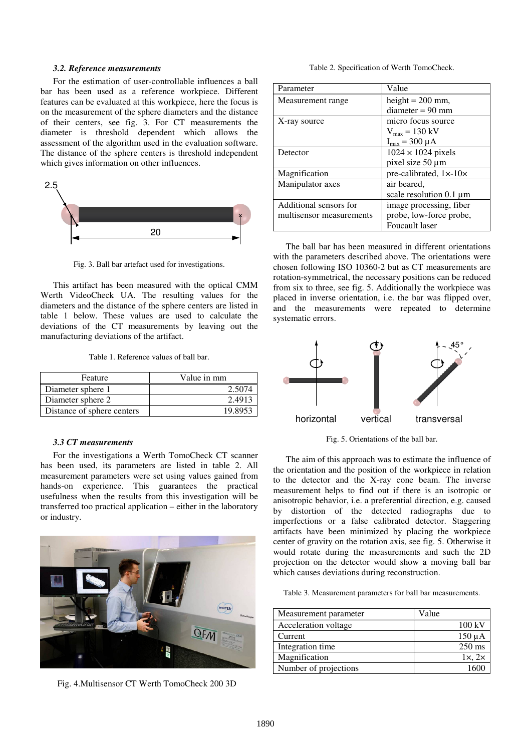### 3.2. Reference measurements

For the estimation of user-controllable influences a ball bar has been used as a reference workpiece. Different features can be evaluated at this workpiece, here the focus is on the measurement of the sphere diameters and the distance of their centers, see fig. 3. For CT measurements the diameter is threshold dependent which allows the assessment of the algorithm used in the evaluation software. The distance of the sphere centers is threshold independent which gives information on other influences.

2.5

20

Fig. 3. Ball bar artefact used for investigations.

This artifact has been measured with the optical CMM Werth VideoCheck UA. The resulting values for the diameters and the distance of the sphere centers are listed in table 1 below. These values are used to calculate the deviations of the CT measurements by leaving out the manufacturing deviations of the artifact.

Table 1. Reference values of ball bar.

| Feature | Value in mm |
|---|---|
| Diameter sphere 1 | 2.5074 |
| Diameter sphere 2 | 2.4913 |
| Distance of sphere centers | 19.8953 |

### 3.3 CT measurements

For the investigations a Werth TomoCheck CT scanner has been used, its parameters are listed in table 2. All measurement parameters were set using values gained from hands-on experience. This guarantees the practical usefulness when the results from this investigation will be transferred too practical application – either in the laboratory or industry.

Fig. 4.Multisensor CT Werth TomoCheck 200 3D

Table 2. Specification of Werth TomoCheck.

| Parameter | Value |
|---|---|
| Measurement range | height = 200 mm, diameter = 90 mm |
| X-ray source | micro focus source $V_{max}$ = 130 kV $I_{max}$ = 300 µA |
| Detector | 1024 × 1024 pixels pixel size 50 µm |
| Magnification | pre-calibrated, 1×-10× |
| Manipulator axes | air beared, scale resolution 0.1 µm |
| Additional sensors for multisensor measurements | image processing, fiber probe, low-force probe, Foucault laser |

The ball bar has been measured in different orientations with the parameters described above. The orientations were chosen following ISO 10360-2 but as CT measurements are rotation-symmetrical, the necessary positions can be reduced from six to three, see fig. 5. Additionally the workpiece was placed in inverse orientation, i.e. the bar was flipped over, and the measurements were repeated to determine systematic errors.

45°

horizontal vertical transversal

Fig. 5. Orientations of the ball bar.

The aim of this approach was to estimate the influence of the orientation and the position of the workpiece in relation to the detector and the X-ray cone beam. The inverse measurement helps to find out if there is an isotropic or anisotropic behavior, i.e. a preferential direction, e.g. caused by distortion of the detected radiographs due to imperfections or a false calibrated detector. Staggering artifacts have been minimized by placing the workpiece center of gravity on the rotation axis, see fig. 5. Otherwise it would rotate during the measurements and such the 2D projection on the detector would show a moving ball bar which causes deviations during reconstruction.

Table 3. Measurement parameters for ball bar measurements.

| Measurement parameter | Value |
|---|---|
| Acceleration voltage | 100 kV |
| Current | 150 µA |
| Integration time | 250 ms |
| Magnification | 1×, 2× |
| Number of projections | 1600 |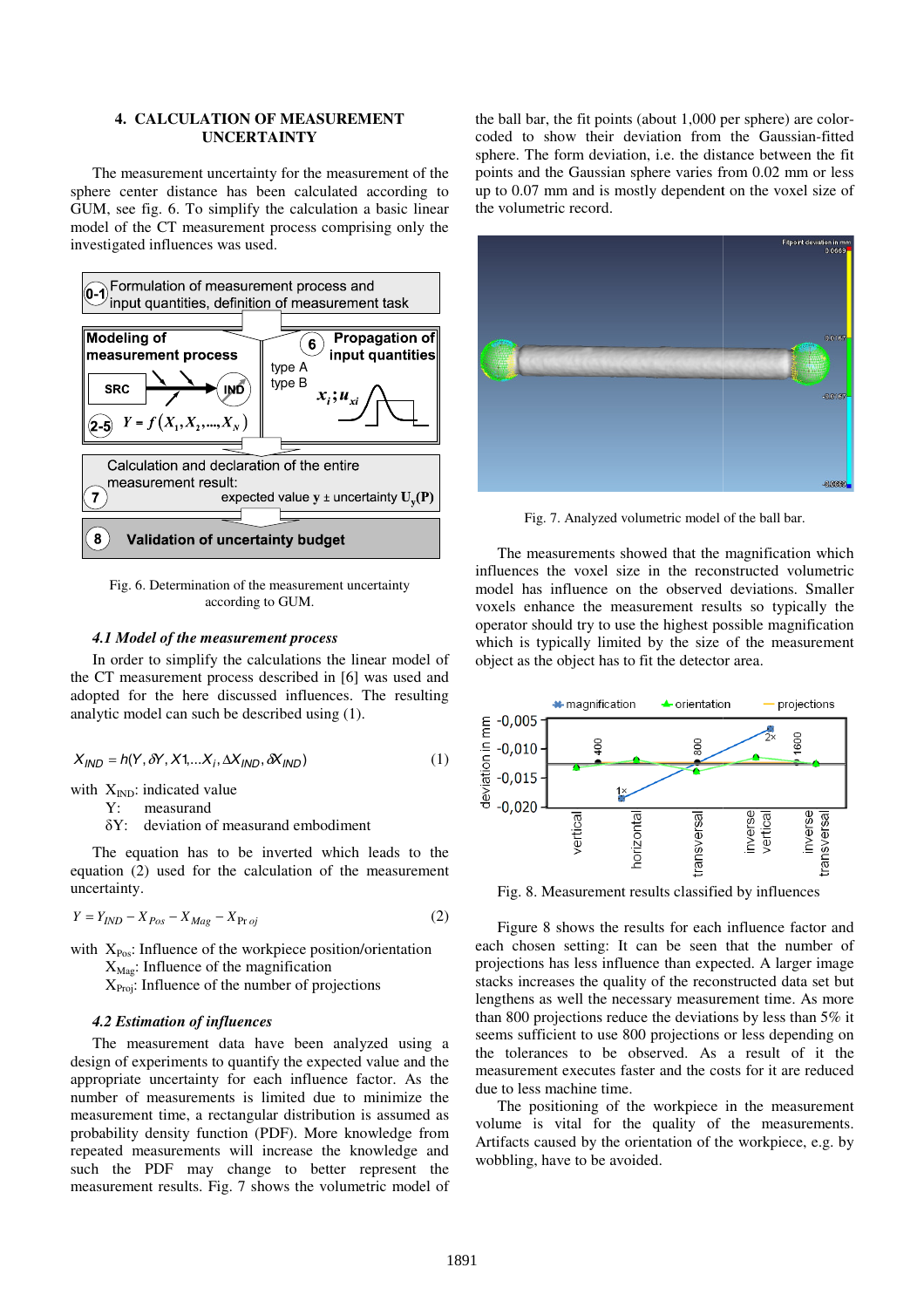## 4. CALCULATION OF MEASUREMENT UNCERTAINTY

The measurement uncertainty for the measurement of the sphere center distance has been calculated according to GUM, see fig. 6. To simplify the calculation a basic linear model of the CT measurement process comprising only the investigated influences was used.

0-1 Formulation of measurement process and input quantities, definition of measurement task

Modeling of measurement process

SRC

IND

2-5 $Y = f(X_1, X_2, ..., X_N)$

6 Propagation of input quantities

type A

type B

$x_i; u_{xi}$

7 Calculation and declaration of the entire measurement result:

expected value **y** ± uncertainty $\mathbf{U_y(P)}$

8 **Validation of uncertainty budget**

Fig. 6. Determination of the measurement uncertainty according to GUM.

### *4.1 Model of the measurement process*

In order to simplify the calculations the linear model of the CT measurement process described in [6] was used and adopted for the here discussed influences. The resulting analytic model can such be described using (1).

$$X_{IND} = h(Y, \delta Y, X1, ...X_i, \Delta X_{IND}, \delta X_{IND}) \quad (1)$$

with $X_{IND}$: indicated value
Y: measurand
δY: deviation of measurand embodiment

The equation has to be inverted which leads to the equation (2) used for the calculation of the measurement uncertainty.

$$Y = Y_{IND} - X_{Pos} - X_{Mag} - X_{Proj} \quad (2)$$

with $X_{Pos}$: Influence of the workpiece position/orientation
$X_{Mag}$: Influence of the magnification
$X_{Proj}$: Influence of the number of projections

### *4.2 Estimation of influences*

The measurement data have been analyzed using a design of experiments to quantify the expected value and the appropriate uncertainty for each influence factor. As the number of measurements is limited due to minimize the measurement time, a rectangular distribution is assumed as probability density function (PDF). More knowledge from repeated measurements will increase the knowledge and such the PDF may change to better represent the measurement results. Fig. 7 shows the volumetric model of the ball bar, the fit points (about 1,000 per sphere) are color-coded to show their deviation from the Gaussian-fitted sphere. The form deviation, i.e. the distance between the fit points and the Gaussian sphere varies from 0.02 mm or less up to 0.07 mm and is mostly dependent on the voxel size of the volumetric record.

Fit point deviation in mm
0.0669
0.0167
-0.0167
-0.0669

Fig. 7. Analyzed volumetric model of the ball bar.

The measurements showed that the magnification which influences the voxel size in the reconstructed volumetric model has influence on the observed deviations. Smaller voxels enhance the measurement results so typically the operator should try to use the highest possible magnification which is typically limited by the size of the measurement object as the object has to fit the detector area.

magnification
orientation
projections
deviation in mm
-0,005
-0,010
-0,015
-0,020
400
800
1600
1×
2×
vertical
horizontal
transversal
inverse vertical
inverse transversal

Fig. 8. Measurement results classified by influences

Figure 8 shows the results for each influence factor and each chosen setting: It can be seen that the number of projections has less influence than expected. A larger image stacks increases the quality of the reconstructed data set but lengthens as well the necessary measurement time. As more than 800 projections reduce the deviations by less than 5% it seems sufficient to use 800 projections or less depending on the tolerances to be observed. As a result of it the measurement executes faster and the costs for it are reduced due to less machine time.

The positioning of the workpiece in the measurement volume is vital for the quality of the measurements. Artifacts caused by the orientation of the workpiece, e.g. by wobbling, have to be avoided.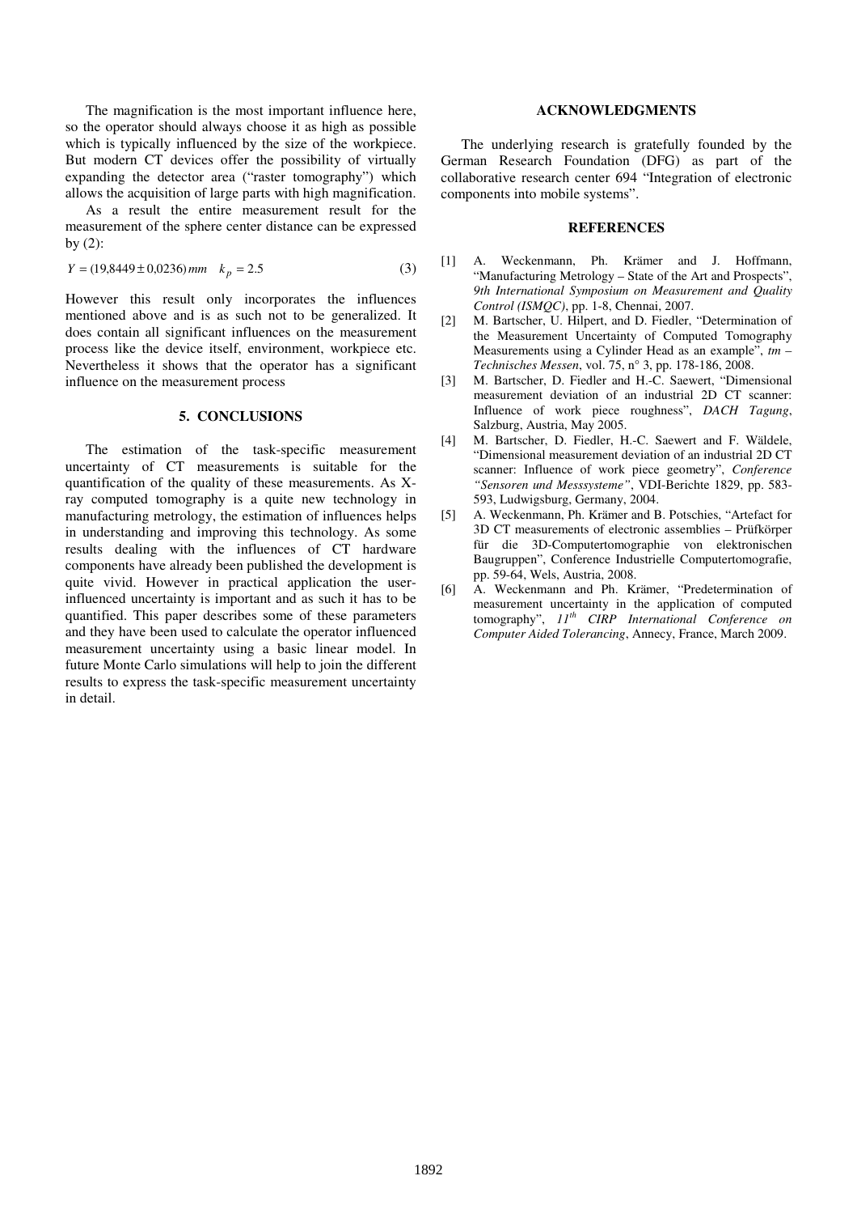The magnification is the most important influence here, so the operator should always choose it as high as possible which is typically influenced by the size of the workpiece. But modern CT devices offer the possibility of virtually expanding the detector area ("raster tomography") which allows the acquisition of large parts with high magnification.

As a result the entire measurement result for the measurement of the sphere center distance can be expressed by (2):

$$Y = (19{,}8449 \pm 0{,}0236)\,mm \quad k_p = 2.5 \tag{3}$$

However this result only incorporates the influences mentioned above and is as such not to be generalized. It does contain all significant influences on the measurement process like the device itself, environment, workpiece etc. Nevertheless it shows that the operator has a significant influence on the measurement process

## 5. CONCLUSIONS

The estimation of the task-specific measurement uncertainty of CT measurements is suitable for the quantification of the quality of these measurements. As X-ray computed tomography is a quite new technology in manufacturing metrology, the estimation of influences helps in understanding and improving this technology. As some results dealing with the influences of CT hardware components have already been published the development is quite vivid. However in practical application the user-influenced uncertainty is important and as such it has to be quantified. This paper describes some of these parameters and they have been used to calculate the operator influenced measurement uncertainty using a basic linear model. In future Monte Carlo simulations will help to join the different results to express the task-specific measurement uncertainty in detail.

## ACKNOWLEDGMENTS

The underlying research is gratefully founded by the German Research Foundation (DFG) as part of the collaborative research center 694 "Integration of electronic components into mobile systems".

## REFERENCES

[1] A. Weckenmann, Ph. Krämer and J. Hoffmann, "Manufacturing Metrology – State of the Art and Prospects", *9th International Symposium on Measurement and Quality Control (ISMQC)*, pp. 1-8, Chennai, 2007.

[2] M. Bartscher, U. Hilpert, and D. Fiedler, "Determination of the Measurement Uncertainty of Computed Tomography Measurements using a Cylinder Head as an example", *tm – Technisches Messen*, vol. 75, n° 3, pp. 178-186, 2008.

[3] M. Bartscher, D. Fiedler and H.-C. Saewert, "Dimensional measurement deviation of an industrial 2D CT scanner: Influence of work piece roughness", *DACH Tagung*, Salzburg, Austria, May 2005.

[4] M. Bartscher, D. Fiedler, H.-C. Saewert and F. Wäldele, "Dimensional measurement deviation of an industrial 2D CT scanner: Influence of work piece geometry", *Conference "Sensoren und Messsysteme"*, VDI-Berichte 1829, pp. 583-593, Ludwigsburg, Germany, 2004.

[5] A. Weckenmann, Ph. Krämer and B. Potschies, "Artefact for 3D CT measurements of electronic assemblies – Prüfkörper für die 3D-Computertomographie von elektronischen Baugruppen", Conference Industrielle Computertomografie, pp. 59-64, Wels, Austria, 2008.

[6] A. Weckenmann and Ph. Krämer, "Predetermination of measurement uncertainty in the application of computed tomography", *11th CIRP International Conference on Computer Aided Tolerancing*, Annecy, France, March 2009.